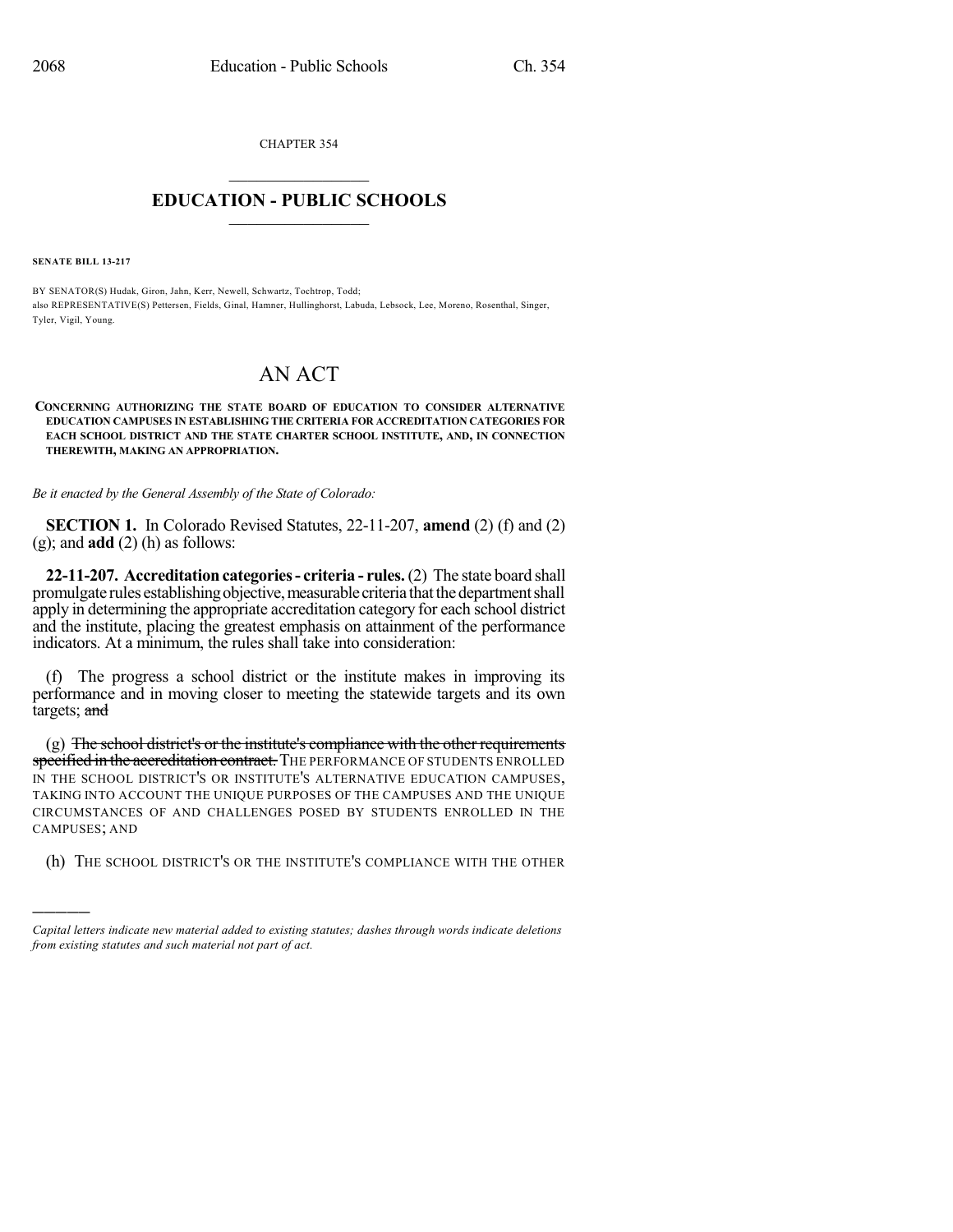CHAPTER 354

# EDUCATION - PUBLIC SCHOOLS

**SENATE BILL 13-217**

BY SENATOR(S) Hudak, Giron, Jahn, Kerr, Newell, Schwartz, Tochtrop, Todd;
also REPRESENTATIVE(S) Pettersen, Fields, Ginal, Hamner, Hullinghorst, Labuda, Lebsock, Lee, Moreno, Rosenthal, Singer, Tyler, Vigil, Young.

# AN ACT

**CONCERNING AUTHORIZING THE STATE BOARD OF EDUCATION TO CONSIDER ALTERNATIVE EDUCATION CAMPUSES IN ESTABLISHING THE CRITERIA FOR ACCREDITATION CATEGORIES FOR EACH SCHOOL DISTRICT AND THE STATE CHARTER SCHOOL INSTITUTE, AND, IN CONNECTION THEREWITH, MAKING AN APPROPRIATION.**

*Be it enacted by the General Assembly of the State of Colorado:*

**SECTION 1.** In Colorado Revised Statutes, 22-11-207, **amend** (2) (f) and (2) (g); and **add** (2) (h) as follows:

**22-11-207. Accreditation categories - criteria - rules.** (2) The state board shall promulgate rules establishing objective, measurable criteria that the department shall apply in determining the appropriate accreditation category for each school district and the institute, placing the greatest emphasis on attainment of the performance indicators. At a minimum, the rules shall take into consideration:

(f) The progress a school district or the institute makes in improving its performance and in moving closer to meeting the statewide targets and its own targets; ~~and~~

(g) ~~The school district's or the institute's compliance with the other requirements specified in the accreditation contract.~~ THE PERFORMANCE OF STUDENTS ENROLLED IN THE SCHOOL DISTRICT'S OR INSTITUTE'S ALTERNATIVE EDUCATION CAMPUSES, TAKING INTO ACCOUNT THE UNIQUE PURPOSES OF THE CAMPUSES AND THE UNIQUE CIRCUMSTANCES OF AND CHALLENGES POSED BY STUDENTS ENROLLED IN THE CAMPUSES; AND

(h) THE SCHOOL DISTRICT'S OR THE INSTITUTE'S COMPLIANCE WITH THE OTHER

---

*Capital letters indicate new material added to existing statutes; dashes through words indicate deletions from existing statutes and such material not part of act.*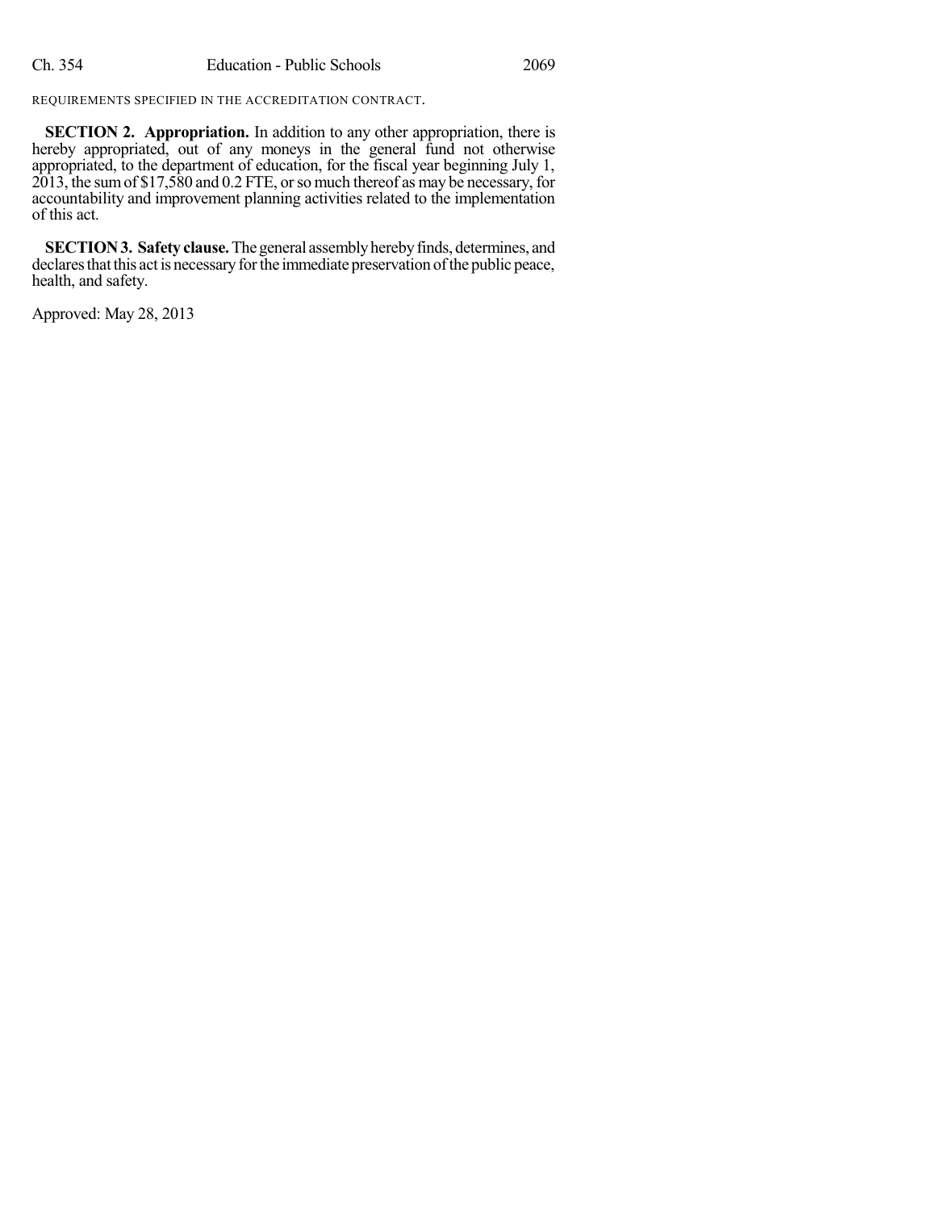REQUIREMENTS SPECIFIED IN THE ACCREDITATION CONTRACT.

**SECTION 2. Appropriation.** In addition to any other appropriation, there is hereby appropriated, out of any moneys in the general fund not otherwise appropriated, to the department of education, for the fiscal year beginning July 1, 2013, the sum of $17,580 and 0.2 FTE, or so much thereof as may be necessary, for accountability and improvement planning activities related to the implementation of this act.

**SECTION 3. Safety clause.** The general assembly hereby finds, determines, and declares that this act is necessary for the immediate preservation of the public peace, health, and safety.

Approved: May 28, 2013